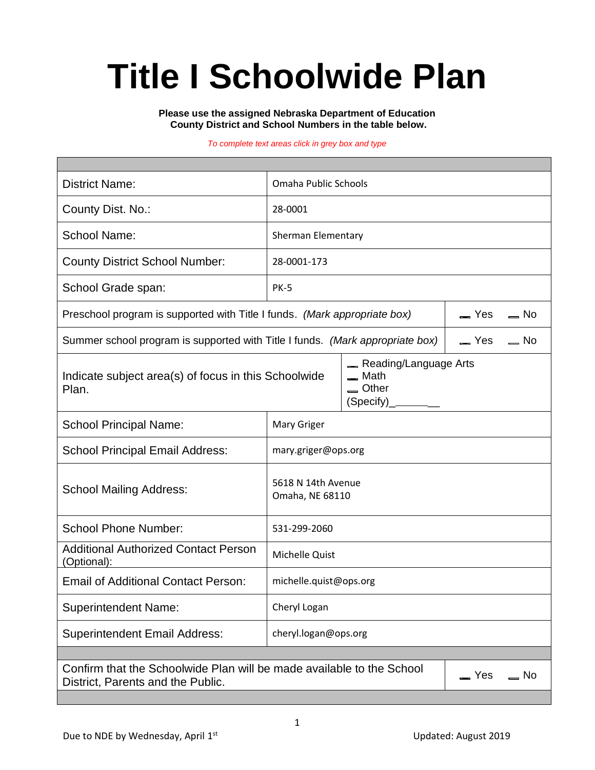# Title I Schoolwide Plan

**Please use the assigned Nebraska Department of Education County District and School Numbers in the table below.**

*To complete text areas click in grey box and type*

| | |
|---|---|
| District Name: | Omaha Public Schools |
| County Dist. No.: | 28-0001 |
| School Name: | Sherman Elementary |
| County District School Number: | 28-0001-173 |
| School Grade span: | PK-5 |
| Preschool program is supported with Title I funds. *(Mark appropriate box)* | ☐ Yes ☐ No |
| Summer school program is supported with Title I funds. *(Mark appropriate box)* | ☐ Yes ☐ No |
| Indicate subject area(s) of focus in this Schoolwide Plan. | ☐ Reading/Language Arts<br>☐ Math<br>☐ Other (Specify)_________ |
| School Principal Name: | Mary Griger |
| School Principal Email Address: | mary.griger@ops.org |
| School Mailing Address: | 5618 N 14th Avenue<br>Omaha, NE 68110 |
| School Phone Number: | 531-299-2060 |
| Additional Authorized Contact Person (Optional): | Michelle Quist |
| Email of Additional Contact Person: | michelle.quist@ops.org |
| Superintendent Name: | Cheryl Logan |
| Superintendent Email Address: | cheryl.logan@ops.org |
| Confirm that the Schoolwide Plan will be made available to the School District, Parents and the Public. | ☐ Yes ☐ No |

Due to NDE by Wednesday, April 1st

Updated: August 2019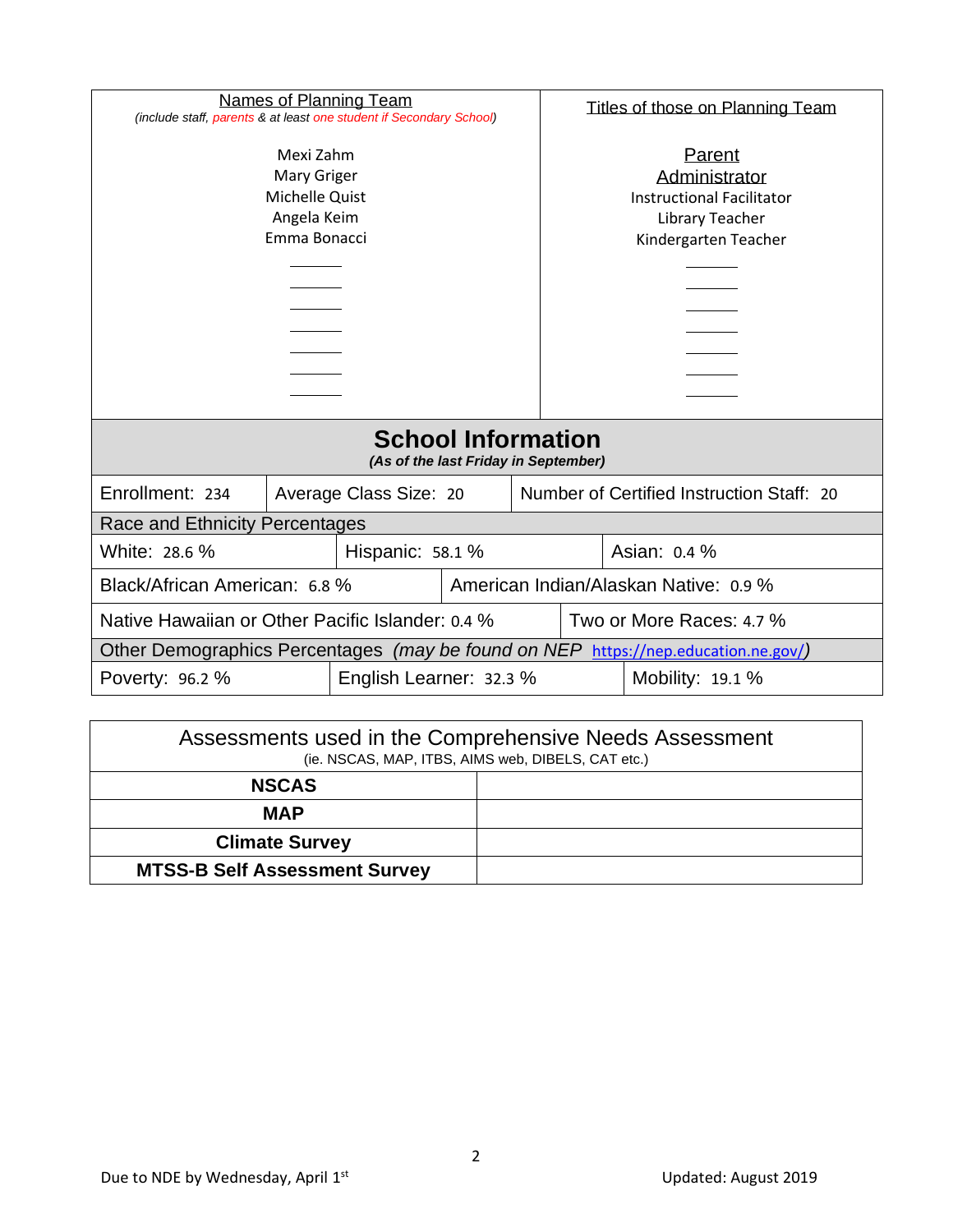| Names of Planning Team<br>*(include staff, parents & at least one student if Secondary School)* | Titles of those on Planning Team |
|---|---|
| Mexi Zahm | Parent |
| Mary Griger | Administrator |
| Michelle Quist | Instructional Facilitator |
| Angela Keim | Library Teacher |
| Emma Bonacci | Kindergarten Teacher |
| ______ | ______ |
| ______ | ______ |
| ______ | ______ |
| ______ | ______ |
| ______ | ______ |
| ______ | ______ |
| ______ | ______ |

## School Information

*(As of the last Friday in September)*

| Enrollment: 234 | Average Class Size: 20 | Number of Certified Instruction Staff: 20 |
|---|---|---|

**Race and Ethnicity Percentages**

| White: 28.6 % | Hispanic: 58.1 % | Asian: 0.4 % |
|---|---|---|
| Black/African American: 6.8 % | American Indian/Alaskan Native: 0.9 % | |
| Native Hawaiian or Other Pacific Islander: 0.4 % | Two or More Races: 4.7 % | |

**Other Demographics Percentages** *(may be found on NEP https://nep.education.ne.gov/)*

| Poverty: 96.2 % | English Learner: 32.3 % | Mobility: 19.1 % |
|---|---|---|

| Assessments used in the Comprehensive Needs Assessment<br>(ie. NSCAS, MAP, ITBS, AIMS web, DIBELS, CAT etc.) | |
|---|---|
| **NSCAS** | |
| **MAP** | |
| **Climate Survey** | |
| **MTSS-B Self Assessment Survey** | |

Due to NDE by Wednesday, April 1st

Updated: August 2019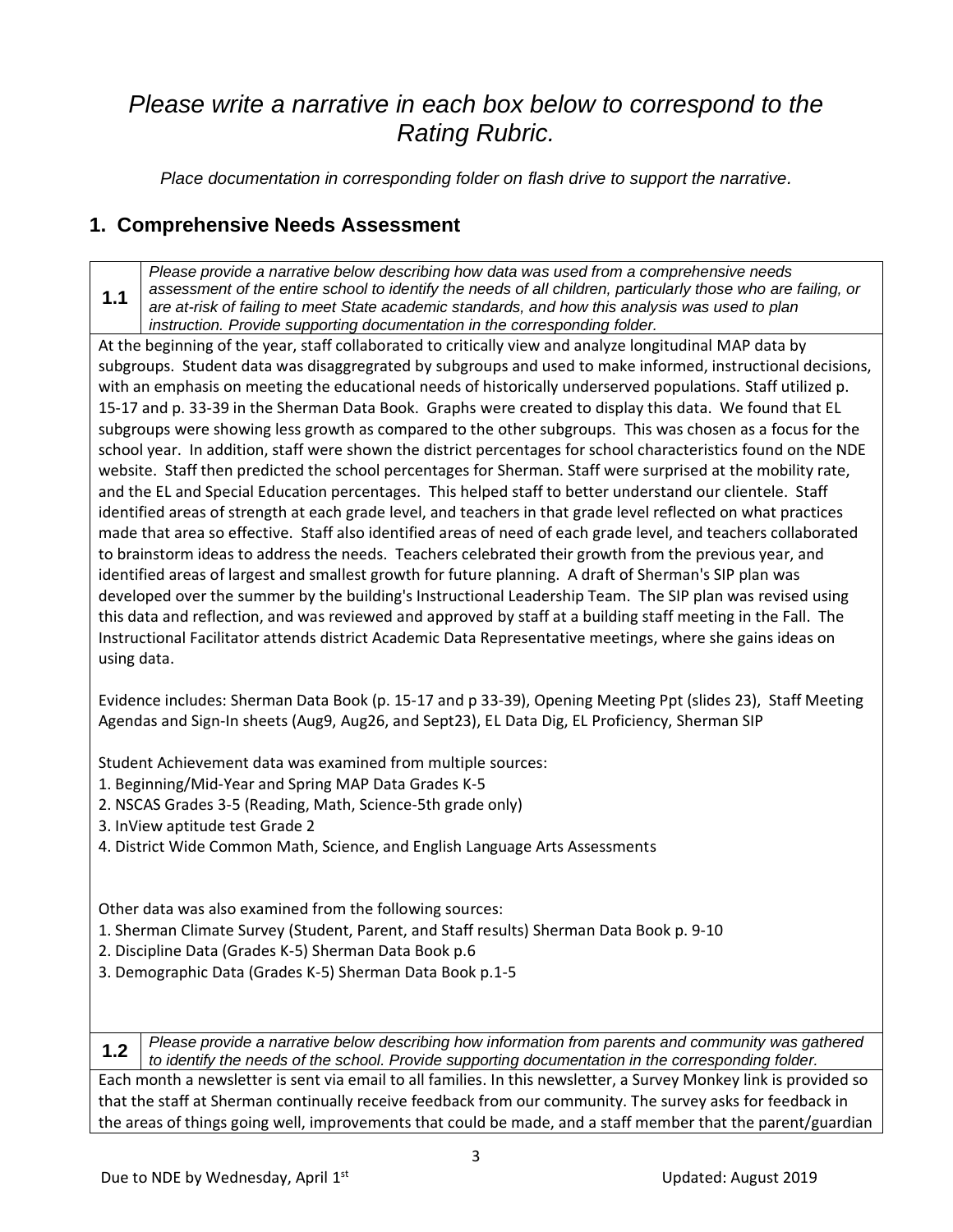# *Please write a narrative in each box below to correspond to the Rating Rubric.*

*Place documentation in corresponding folder on flash drive to support the narrative.*

## 1. Comprehensive Needs Assessment

**1.1** *Please provide a narrative below describing how data was used from a comprehensive needs assessment of the entire school to identify the needs of all children, particularly those who are failing, or are at-risk of failing to meet State academic standards, and how this analysis was used to plan instruction. Provide supporting documentation in the corresponding folder.*

At the beginning of the year, staff collaborated to critically view and analyze longitudinal MAP data by subgroups. Student data was disaggregrated by subgroups and used to make informed, instructional decisions, with an emphasis on meeting the educational needs of historically underserved populations. Staff utilized p. 15-17 and p. 33-39 in the Sherman Data Book. Graphs were created to display this data. We found that EL subgroups were showing less growth as compared to the other subgroups. This was chosen as a focus for the school year. In addition, staff were shown the district percentages for school characteristics found on the NDE website. Staff then predicted the school percentages for Sherman. Staff were surprised at the mobility rate, and the EL and Special Education percentages. This helped staff to better understand our clientele. Staff identified areas of strength at each grade level, and teachers in that grade level reflected on what practices made that area so effective. Staff also identified areas of need of each grade level, and teachers collaborated to brainstorm ideas to address the needs. Teachers celebrated their growth from the previous year, and identified areas of largest and smallest growth for future planning. A draft of Sherman's SIP plan was developed over the summer by the building's Instructional Leadership Team. The SIP plan was revised using this data and reflection, and was reviewed and approved by staff at a building staff meeting in the Fall. The Instructional Facilitator attends district Academic Data Representative meetings, where she gains ideas on using data.

Evidence includes: Sherman Data Book (p. 15-17 and p 33-39), Opening Meeting Ppt (slides 23), Staff Meeting Agendas and Sign-In sheets (Aug9, Aug26, and Sept23), EL Data Dig, EL Proficiency, Sherman SIP

Student Achievement data was examined from multiple sources:
1. Beginning/Mid-Year and Spring MAP Data Grades K-5
2. NSCAS Grades 3-5 (Reading, Math, Science-5th grade only)
3. InView aptitude test Grade 2
4. District Wide Common Math, Science, and English Language Arts Assessments

Other data was also examined from the following sources:
1. Sherman Climate Survey (Student, Parent, and Staff results) Sherman Data Book p. 9-10
2. Discipline Data (Grades K-5) Sherman Data Book p.6
3. Demographic Data (Grades K-5) Sherman Data Book p.1-5

**1.2** *Please provide a narrative below describing how information from parents and community was gathered to identify the needs of the school. Provide supporting documentation in the corresponding folder.*

Each month a newsletter is sent via email to all families. In this newsletter, a Survey Monkey link is provided so that the staff at Sherman continually receive feedback from our community. The survey asks for feedback in the areas of things going well, improvements that could be made, and a staff member that the parent/guardian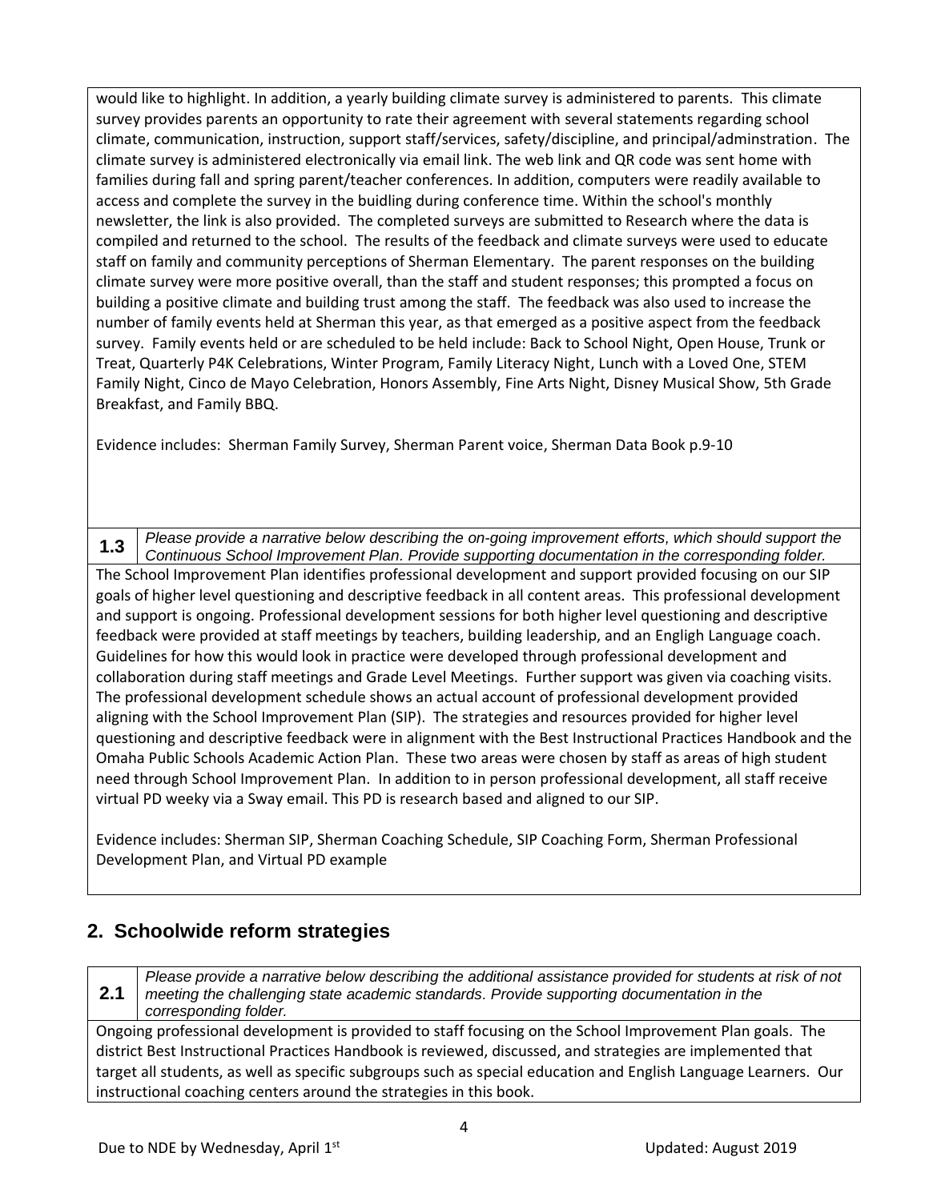would like to highlight. In addition, a yearly building climate survey is administered to parents. This climate survey provides parents an opportunity to rate their agreement with several statements regarding school climate, communication, instruction, support staff/services, safety/discipline, and principal/adminstration. The climate survey is administered electronically via email link. The web link and QR code was sent home with families during fall and spring parent/teacher conferences. In addition, computers were readily available to access and complete the survey in the buidling during conference time. Within the school's monthly newsletter, the link is also provided. The completed surveys are submitted to Research where the data is compiled and returned to the school. The results of the feedback and climate surveys were used to educate staff on family and community perceptions of Sherman Elementary. The parent responses on the building climate survey were more positive overall, than the staff and student responses; this prompted a focus on building a positive climate and building trust among the staff. The feedback was also used to increase the number of family events held at Sherman this year, as that emerged as a positive aspect from the feedback survey. Family events held or are scheduled to be held include: Back to School Night, Open House, Trunk or Treat, Quarterly P4K Celebrations, Winter Program, Family Literacy Night, Lunch with a Loved One, STEM Family Night, Cinco de Mayo Celebration, Honors Assembly, Fine Arts Night, Disney Musical Show, 5th Grade Breakfast, and Family BBQ.

Evidence includes: Sherman Family Survey, Sherman Parent voice, Sherman Data Book p.9-10

| **1.3** | *Please provide a narrative below describing the on-going improvement efforts, which should support the Continuous School Improvement Plan. Provide supporting documentation in the corresponding folder.* |
|---|---|

The School Improvement Plan identifies professional development and support provided focusing on our SIP goals of higher level questioning and descriptive feedback in all content areas. This professional development and support is ongoing. Professional development sessions for both higher level questioning and descriptive feedback were provided at staff meetings by teachers, building leadership, and an Engligh Language coach. Guidelines for how this would look in practice were developed through professional development and collaboration during staff meetings and Grade Level Meetings. Further support was given via coaching visits. The professional development schedule shows an actual account of professional development provided aligning with the School Improvement Plan (SIP). The strategies and resources provided for higher level questioning and descriptive feedback were in alignment with the Best Instructional Practices Handbook and the Omaha Public Schools Academic Action Plan. These two areas were chosen by staff as areas of high student need through School Improvement Plan. In addition to in person professional development, all staff receive virtual PD weeky via a Sway email. This PD is research based and aligned to our SIP.

Evidence includes: Sherman SIP, Sherman Coaching Schedule, SIP Coaching Form, Sherman Professional Development Plan, and Virtual PD example

## 2. Schoolwide reform strategies

| **2.1** | *Please provide a narrative below describing the additional assistance provided for students at risk of not meeting the challenging state academic standards. Provide supporting documentation in the corresponding folder.* |
|---|---|

Ongoing professional development is provided to staff focusing on the School Improvement Plan goals. The district Best Instructional Practices Handbook is reviewed, discussed, and strategies are implemented that target all students, as well as specific subgroups such as special education and English Language Learners. Our instructional coaching centers around the strategies in this book.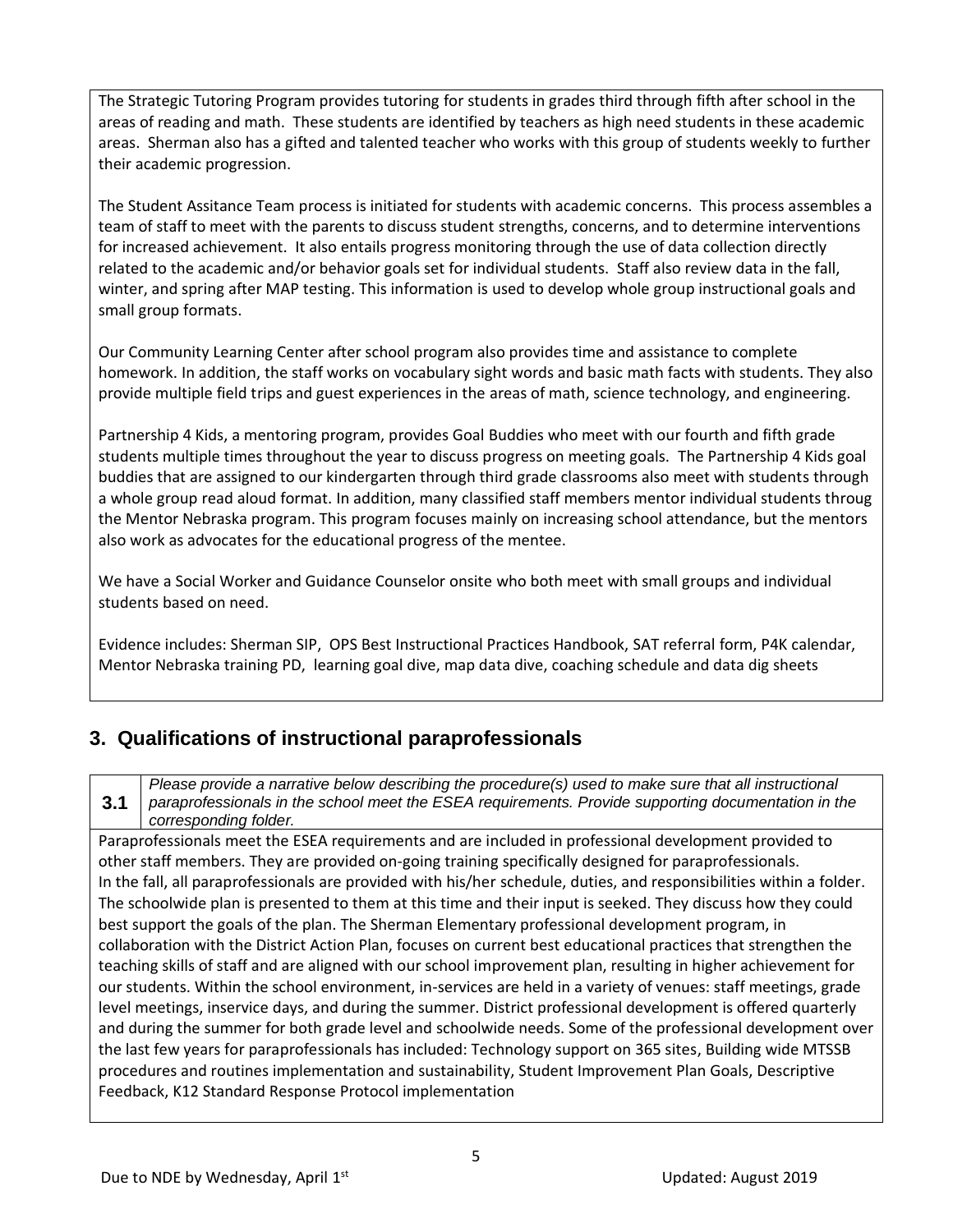The Strategic Tutoring Program provides tutoring for students in grades third through fifth after school in the areas of reading and math. These students are identified by teachers as high need students in these academic areas. Sherman also has a gifted and talented teacher who works with this group of students weekly to further their academic progression.

The Student Assitance Team process is initiated for students with academic concerns. This process assembles a team of staff to meet with the parents to discuss student strengths, concerns, and to determine interventions for increased achievement. It also entails progress monitoring through the use of data collection directly related to the academic and/or behavior goals set for individual students. Staff also review data in the fall, winter, and spring after MAP testing. This information is used to develop whole group instructional goals and small group formats.

Our Community Learning Center after school program also provides time and assistance to complete homework. In addition, the staff works on vocabulary sight words and basic math facts with students. They also provide multiple field trips and guest experiences in the areas of math, science technology, and engineering.

Partnership 4 Kids, a mentoring program, provides Goal Buddies who meet with our fourth and fifth grade students multiple times throughout the year to discuss progress on meeting goals. The Partnership 4 Kids goal buddies that are assigned to our kindergarten through third grade classrooms also meet with students through a whole group read aloud format. In addition, many classified staff members mentor individual students throug the Mentor Nebraska program. This program focuses mainly on increasing school attendance, but the mentors also work as advocates for the educational progress of the mentee.

We have a Social Worker and Guidance Counselor onsite who both meet with small groups and individual students based on need.

Evidence includes: Sherman SIP, OPS Best Instructional Practices Handbook, SAT referral form, P4K calendar, Mentor Nebraska training PD, learning goal dive, map data dive, coaching schedule and data dig sheets

## 3. Qualifications of instructional paraprofessionals

**3.1** *Please provide a narrative below describing the procedure(s) used to make sure that all instructional paraprofessionals in the school meet the ESEA requirements. Provide supporting documentation in the corresponding folder.*

Paraprofessionals meet the ESEA requirements and are included in professional development provided to other staff members. They are provided on-going training specifically designed for paraprofessionals. In the fall, all paraprofessionals are provided with his/her schedule, duties, and responsibilities within a folder. The schoolwide plan is presented to them at this time and their input is seeked. They discuss how they could best support the goals of the plan. The Sherman Elementary professional development program, in collaboration with the District Action Plan, focuses on current best educational practices that strengthen the teaching skills of staff and are aligned with our school improvement plan, resulting in higher achievement for our students. Within the school environment, in-services are held in a variety of venues: staff meetings, grade level meetings, inservice days, and during the summer. District professional development is offered quarterly and during the summer for both grade level and schoolwide needs. Some of the professional development over the last few years for paraprofessionals has included: Technology support on 365 sites, Building wide MTSSB procedures and routines implementation and sustainability, Student Improvement Plan Goals, Descriptive Feedback, K12 Standard Response Protocol implementation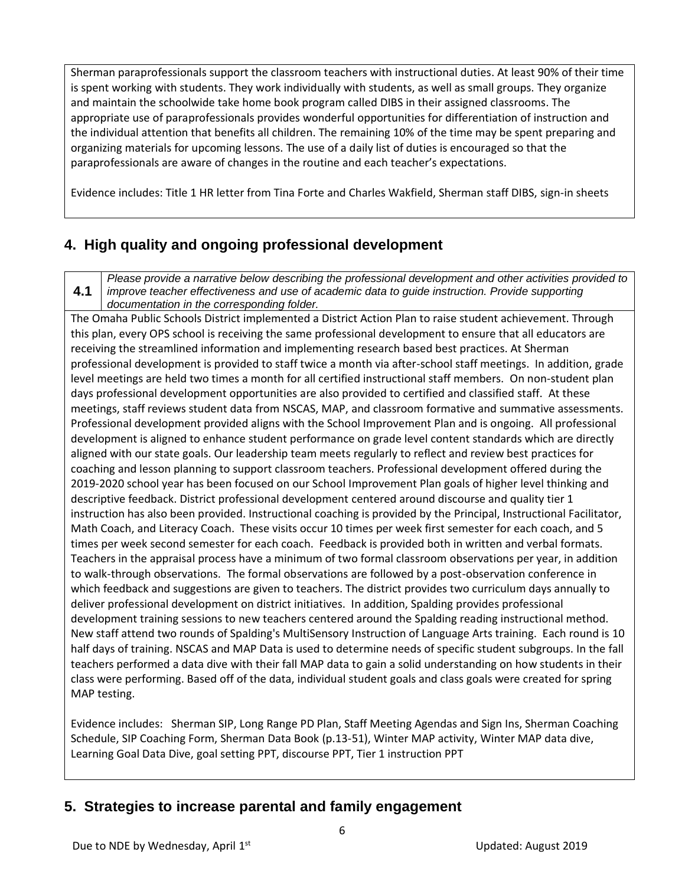Sherman paraprofessionals support the classroom teachers with instructional duties. At least 90% of their time is spent working with students. They work individually with students, as well as small groups. They organize and maintain the schoolwide take home book program called DIBS in their assigned classrooms. The appropriate use of paraprofessionals provides wonderful opportunities for differentiation of instruction and the individual attention that benefits all children. The remaining 10% of the time may be spent preparing and organizing materials for upcoming lessons. The use of a daily list of duties is encouraged so that the paraprofessionals are aware of changes in the routine and each teacher's expectations.

Evidence includes: Title 1 HR letter from Tina Forte and Charles Wakfield, Sherman staff DIBS, sign-in sheets

## 4. High quality and ongoing professional development

**4.1** *Please provide a narrative below describing the professional development and other activities provided to improve teacher effectiveness and use of academic data to guide instruction. Provide supporting documentation in the corresponding folder.*

The Omaha Public Schools District implemented a District Action Plan to raise student achievement. Through this plan, every OPS school is receiving the same professional development to ensure that all educators are receiving the streamlined information and implementing research based best practices. At Sherman professional development is provided to staff twice a month via after-school staff meetings. In addition, grade level meetings are held two times a month for all certified instructional staff members. On non-student plan days professional development opportunities are also provided to certified and classified staff. At these meetings, staff reviews student data from NSCAS, MAP, and classroom formative and summative assessments. Professional development provided aligns with the School Improvement Plan and is ongoing. All professional development is aligned to enhance student performance on grade level content standards which are directly aligned with our state goals. Our leadership team meets regularly to reflect and review best practices for coaching and lesson planning to support classroom teachers. Professional development offered during the 2019-2020 school year has been focused on our School Improvement Plan goals of higher level thinking and descriptive feedback. District professional development centered around discourse and quality tier 1 instruction has also been provided. Instructional coaching is provided by the Principal, Instructional Facilitator, Math Coach, and Literacy Coach. These visits occur 10 times per week first semester for each coach, and 5 times per week second semester for each coach. Feedback is provided both in written and verbal formats. Teachers in the appraisal process have a minimum of two formal classroom observations per year, in addition to walk-through observations. The formal observations are followed by a post-observation conference in which feedback and suggestions are given to teachers. The district provides two curriculum days annually to deliver professional development on district initiatives. In addition, Spalding provides professional development training sessions to new teachers centered around the Spalding reading instructional method. New staff attend two rounds of Spalding's MultiSensory Instruction of Language Arts training. Each round is 10 half days of training. NSCAS and MAP Data is used to determine needs of specific student subgroups. In the fall teachers performed a data dive with their fall MAP data to gain a solid understanding on how students in their class were performing. Based off of the data, individual student goals and class goals were created for spring MAP testing.

Evidence includes: Sherman SIP, Long Range PD Plan, Staff Meeting Agendas and Sign Ins, Sherman Coaching Schedule, SIP Coaching Form, Sherman Data Book (p.13-51), Winter MAP activity, Winter MAP data dive, Learning Goal Data Dive, goal setting PPT, discourse PPT, Tier 1 instruction PPT

## 5. Strategies to increase parental and family engagement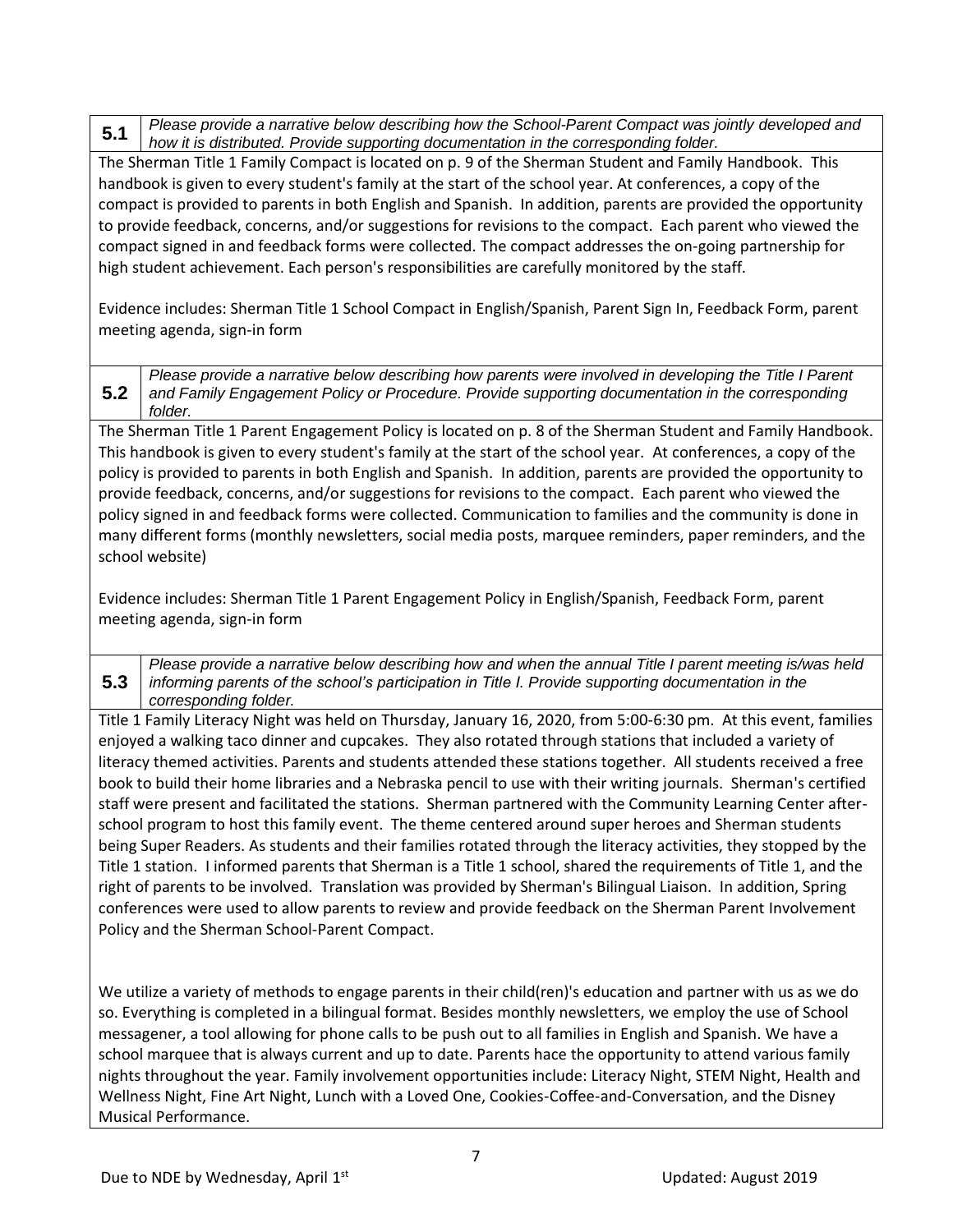**5.1** *Please provide a narrative below describing how the School-Parent Compact was jointly developed and how it is distributed. Provide supporting documentation in the corresponding folder.*

The Sherman Title 1 Family Compact is located on p. 9 of the Sherman Student and Family Handbook. This handbook is given to every student's family at the start of the school year. At conferences, a copy of the compact is provided to parents in both English and Spanish. In addition, parents are provided the opportunity to provide feedback, concerns, and/or suggestions for revisions to the compact. Each parent who viewed the compact signed in and feedback forms were collected. The compact addresses the on-going partnership for high student achievement. Each person's responsibilities are carefully monitored by the staff.

Evidence includes: Sherman Title 1 School Compact in English/Spanish, Parent Sign In, Feedback Form, parent meeting agenda, sign-in form

**5.2** *Please provide a narrative below describing how parents were involved in developing the Title I Parent and Family Engagement Policy or Procedure. Provide supporting documentation in the corresponding folder.*

The Sherman Title 1 Parent Engagement Policy is located on p. 8 of the Sherman Student and Family Handbook. This handbook is given to every student's family at the start of the school year. At conferences, a copy of the policy is provided to parents in both English and Spanish. In addition, parents are provided the opportunity to provide feedback, concerns, and/or suggestions for revisions to the compact. Each parent who viewed the policy signed in and feedback forms were collected. Communication to families and the community is done in many different forms (monthly newsletters, social media posts, marquee reminders, paper reminders, and the school website)

Evidence includes: Sherman Title 1 Parent Engagement Policy in English/Spanish, Feedback Form, parent meeting agenda, sign-in form

**5.3** *Please provide a narrative below describing how and when the annual Title I parent meeting is/was held informing parents of the school's participation in Title I. Provide supporting documentation in the corresponding folder.*

Title 1 Family Literacy Night was held on Thursday, January 16, 2020, from 5:00-6:30 pm. At this event, families enjoyed a walking taco dinner and cupcakes. They also rotated through stations that included a variety of literacy themed activities. Parents and students attended these stations together. All students received a free book to build their home libraries and a Nebraska pencil to use with their writing journals. Sherman's certified staff were present and facilitated the stations. Sherman partnered with the Community Learning Center after-school program to host this family event. The theme centered around super heroes and Sherman students being Super Readers. As students and their families rotated through the literacy activities, they stopped by the Title 1 station. I informed parents that Sherman is a Title 1 school, shared the requirements of Title 1, and the right of parents to be involved. Translation was provided by Sherman's Bilingual Liaison. In addition, Spring conferences were used to allow parents to review and provide feedback on the Sherman Parent Involvement Policy and the Sherman School-Parent Compact.

We utilize a variety of methods to engage parents in their child(ren)'s education and partner with us as we do so. Everything is completed in a bilingual format. Besides monthly newsletters, we employ the use of School messagener, a tool allowing for phone calls to be push out to all families in English and Spanish. We have a school marquee that is always current and up to date. Parents hace the opportunity to attend various family nights throughout the year. Family involvement opportunities include: Literacy Night, STEM Night, Health and Wellness Night, Fine Art Night, Lunch with a Loved One, Cookies-Coffee-and-Conversation, and the Disney Musical Performance.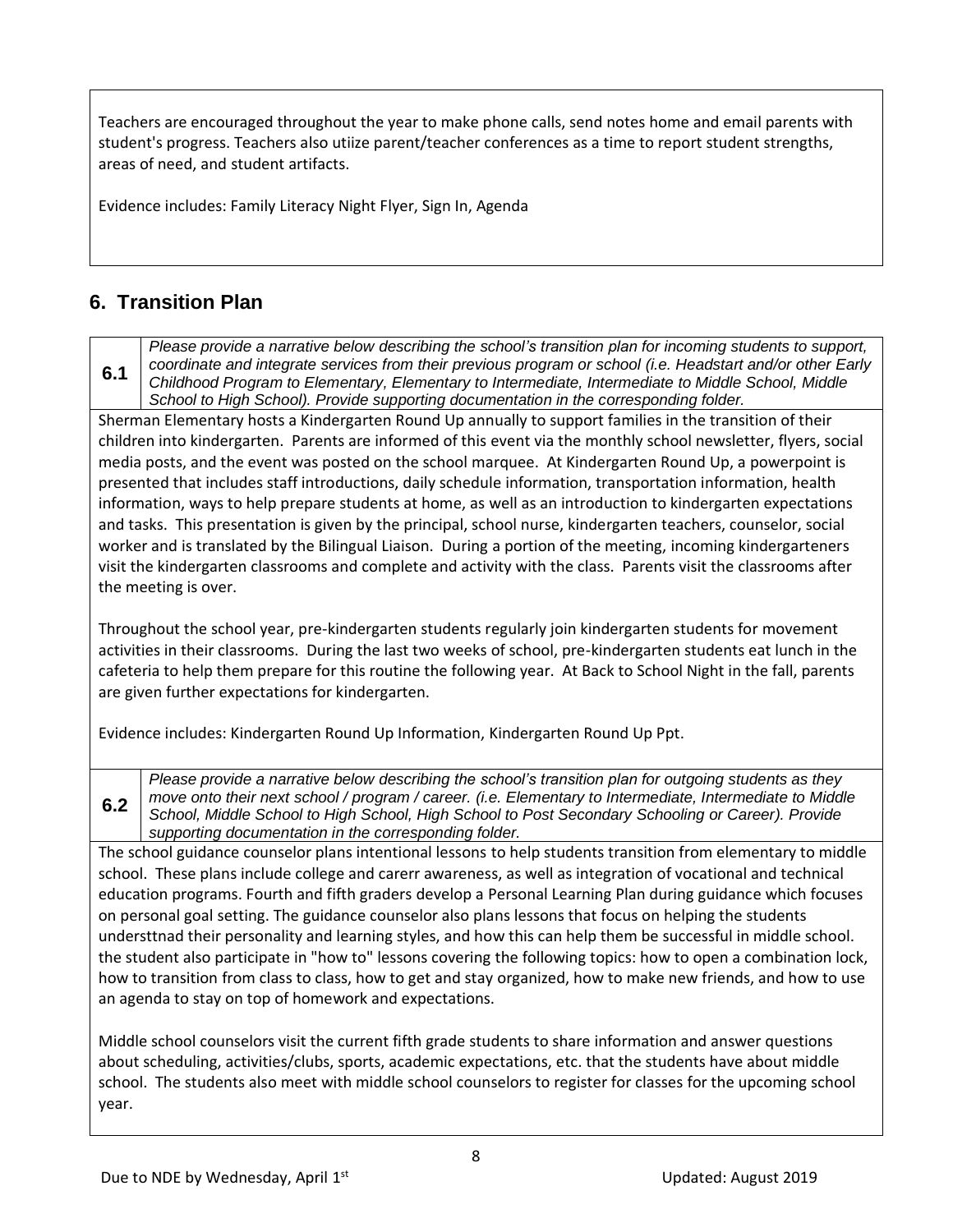Teachers are encouraged throughout the year to make phone calls, send notes home and email parents with student's progress. Teachers also utiize parent/teacher conferences as a time to report student strengths, areas of need, and student artifacts.

Evidence includes: Family Literacy Night Flyer, Sign In, Agenda

## 6. Transition Plan

**6.1** *Please provide a narrative below describing the school's transition plan for incoming students to support, coordinate and integrate services from their previous program or school (i.e. Headstart and/or other Early Childhood Program to Elementary, Elementary to Intermediate, Intermediate to Middle School, Middle School to High School). Provide supporting documentation in the corresponding folder.*

Sherman Elementary hosts a Kindergarten Round Up annually to support families in the transition of their children into kindergarten. Parents are informed of this event via the monthly school newsletter, flyers, social media posts, and the event was posted on the school marquee. At Kindergarten Round Up, a powerpoint is presented that includes staff introductions, daily schedule information, transportation information, health information, ways to help prepare students at home, as well as an introduction to kindergarten expectations and tasks. This presentation is given by the principal, school nurse, kindergarten teachers, counselor, social worker and is translated by the Bilingual Liaison. During a portion of the meeting, incoming kindergarteners visit the kindergarten classrooms and complete and activity with the class. Parents visit the classrooms after the meeting is over.

Throughout the school year, pre-kindergarten students regularly join kindergarten students for movement activities in their classrooms. During the last two weeks of school, pre-kindergarten students eat lunch in the cafeteria to help them prepare for this routine the following year. At Back to School Night in the fall, parents are given further expectations for kindergarten.

Evidence includes: Kindergarten Round Up Information, Kindergarten Round Up Ppt.

**6.2** *Please provide a narrative below describing the school's transition plan for outgoing students as they move onto their next school / program / career. (i.e. Elementary to Intermediate, Intermediate to Middle School, Middle School to High School, High School to Post Secondary Schooling or Career). Provide supporting documentation in the corresponding folder.*

The school guidance counselor plans intentional lessons to help students transition from elementary to middle school. These plans include college and carerr awareness, as well as integration of vocational and technical education programs. Fourth and fifth graders develop a Personal Learning Plan during guidance which focuses on personal goal setting. The guidance counselor also plans lessons that focus on helping the students understtnad their personality and learning styles, and how this can help them be successful in middle school. the student also participate in "how to" lessons covering the following topics: how to open a combination lock, how to transition from class to class, how to get and stay organized, how to make new friends, and how to use an agenda to stay on top of homework and expectations.

Middle school counselors visit the current fifth grade students to share information and answer questions about scheduling, activities/clubs, sports, academic expectations, etc. that the students have about middle school. The students also meet with middle school counselors to register for classes for the upcoming school year.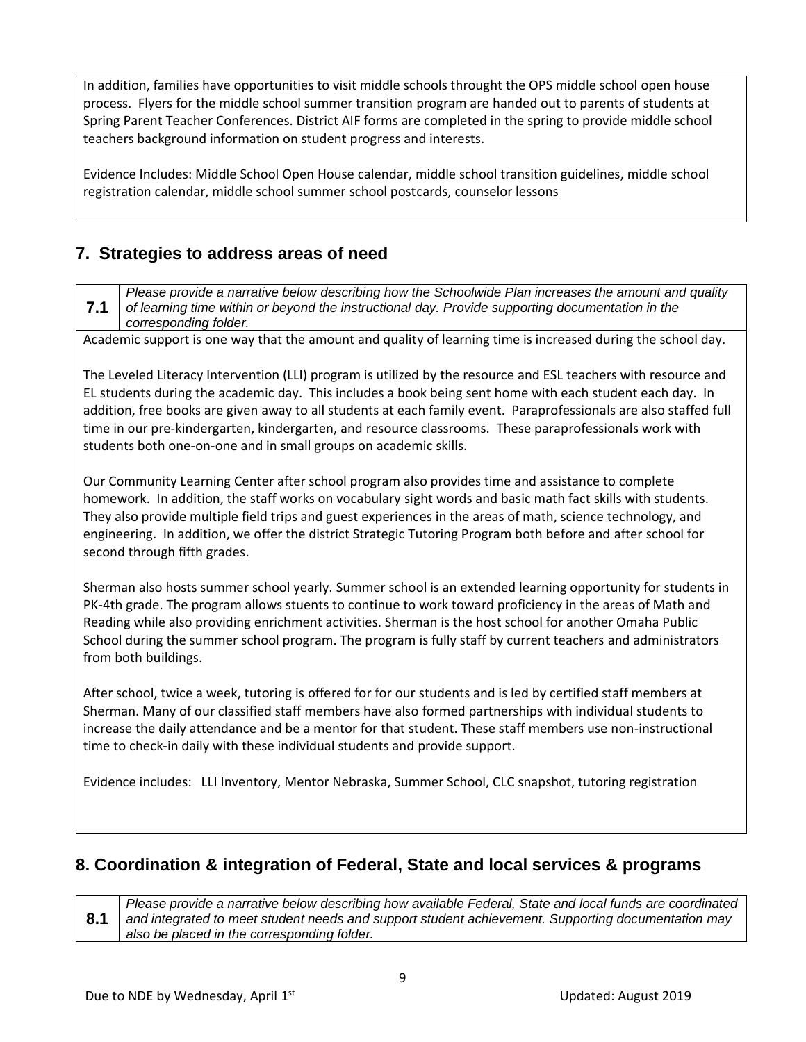In addition, families have opportunities to visit middle schools throught the OPS middle school open house process. Flyers for the middle school summer transition program are handed out to parents of students at Spring Parent Teacher Conferences. District AIF forms are completed in the spring to provide middle school teachers background information on student progress and interests.

Evidence Includes: Middle School Open House calendar, middle school transition guidelines, middle school registration calendar, middle school summer school postcards, counselor lessons

## 7. Strategies to address areas of need

| 7.1 | *Please provide a narrative below describing how the Schoolwide Plan increases the amount and quality of learning time within or beyond the instructional day. Provide supporting documentation in the corresponding folder.* |
|---|---|

Academic support is one way that the amount and quality of learning time is increased during the school day.

The Leveled Literacy Intervention (LLI) program is utilized by the resource and ESL teachers with resource and EL students during the academic day. This includes a book being sent home with each student each day. In addition, free books are given away to all students at each family event. Paraprofessionals are also staffed full time in our pre-kindergarten, kindergarten, and resource classrooms. These paraprofessionals work with students both one-on-one and in small groups on academic skills.

Our Community Learning Center after school program also provides time and assistance to complete homework. In addition, the staff works on vocabulary sight words and basic math fact skills with students. They also provide multiple field trips and guest experiences in the areas of math, science technology, and engineering. In addition, we offer the district Strategic Tutoring Program both before and after school for second through fifth grades.

Sherman also hosts summer school yearly. Summer school is an extended learning opportunity for students in PK-4th grade. The program allows stuents to continue to work toward proficiency in the areas of Math and Reading while also providing enrichment activities. Sherman is the host school for another Omaha Public School during the summer school program. The program is fully staff by current teachers and administrators from both buildings.

After school, twice a week, tutoring is offered for for our students and is led by certified staff members at Sherman. Many of our classified staff members have also formed partnerships with individual students to increase the daily attendance and be a mentor for that student. These staff members use non-instructional time to check-in daily with these individual students and provide support.

Evidence includes: LLI Inventory, Mentor Nebraska, Summer School, CLC snapshot, tutoring registration

## 8. Coordination & integration of Federal, State and local services & programs

| 8.1 | *Please provide a narrative below describing how available Federal, State and local funds are coordinated and integrated to meet student needs and support student achievement. Supporting documentation may also be placed in the corresponding folder.* |
|---|---|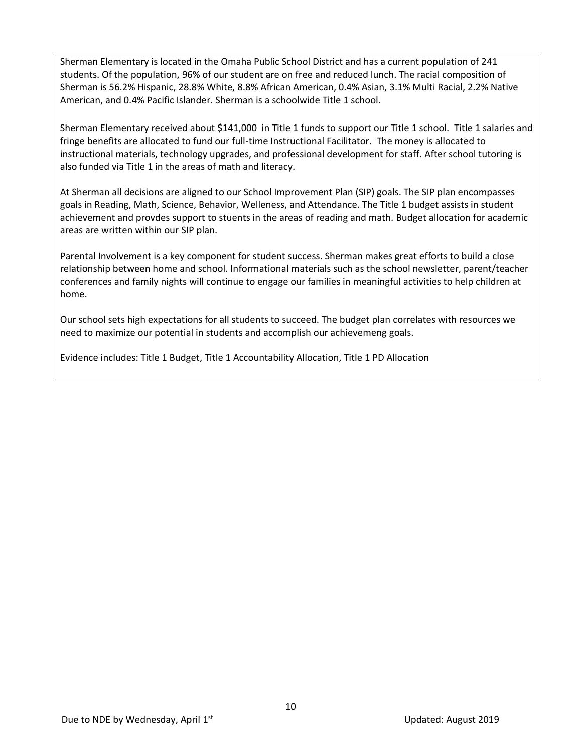Sherman Elementary is located in the Omaha Public School District and has a current population of 241 students. Of the population, 96% of our student are on free and reduced lunch. The racial composition of Sherman is 56.2% Hispanic, 28.8% White, 8.8% African American, 0.4% Asian, 3.1% Multi Racial, 2.2% Native American, and 0.4% Pacific Islander. Sherman is a schoolwide Title 1 school.

Sherman Elementary received about $141,000 in Title 1 funds to support our Title 1 school. Title 1 salaries and fringe benefits are allocated to fund our full-time Instructional Facilitator. The money is allocated to instructional materials, technology upgrades, and professional development for staff. After school tutoring is also funded via Title 1 in the areas of math and literacy.

At Sherman all decisions are aligned to our School Improvement Plan (SIP) goals. The SIP plan encompasses goals in Reading, Math, Science, Behavior, Welleness, and Attendance. The Title 1 budget assists in student achievement and provdes support to stuents in the areas of reading and math. Budget allocation for academic areas are written within our SIP plan.

Parental Involvement is a key component for student success. Sherman makes great efforts to build a close relationship between home and school. Informational materials such as the school newsletter, parent/teacher conferences and family nights will continue to engage our families in meaningful activities to help children at home.

Our school sets high expectations for all students to succeed. The budget plan correlates with resources we need to maximize our potential in students and accomplish our achievemeng goals.

Evidence includes: Title 1 Budget, Title 1 Accountability Allocation, Title 1 PD Allocation